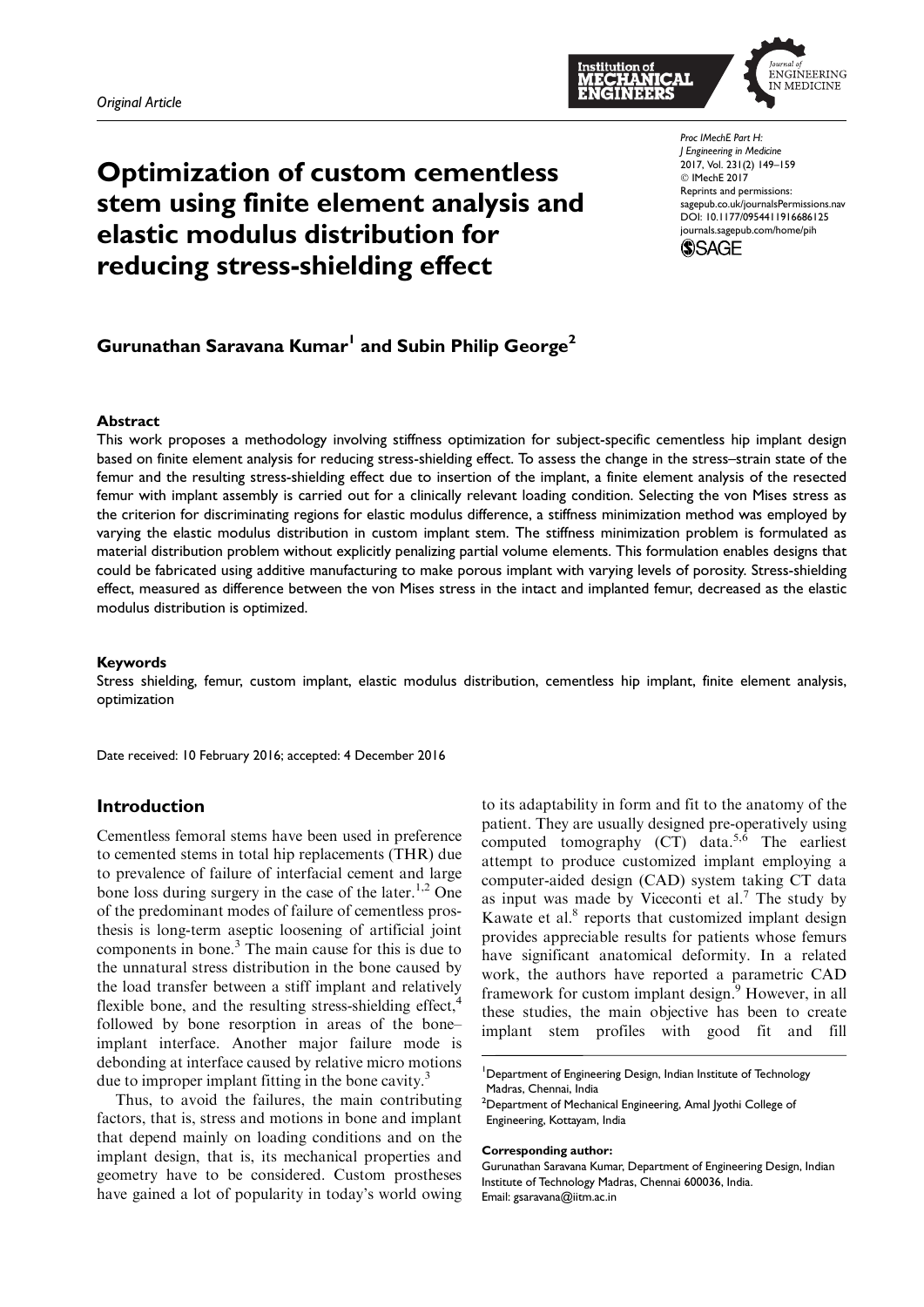*Original Article*

# Optimization of custom cementless stem using finite element analysis and elastic modulus distribution for reducing stress-shielding effect

Proc IMechE Part H: J Engineering in Medicine
2017, Vol. 231(2) 149–159
© IMechE 2017
Reprints and permissions: sagepub.co.uk/journalsPermissions.nav
DOI: 10.1177/0954411916686125
journals.sagepub.com/home/pih

**Gurunathan Saravana Kumar[1] and Subin Philip George[2]**

### Abstract

This work proposes a methodology involving stiffness optimization for subject-specific cementless hip implant design based on finite element analysis for reducing stress-shielding effect. To assess the change in the stress–strain state of the femur and the resulting stress-shielding effect due to insertion of the implant, a finite element analysis of the resected femur with implant assembly is carried out for a clinically relevant loading condition. Selecting the von Mises stress as the criterion for discriminating regions for elastic modulus difference, a stiffness minimization method was employed by varying the elastic modulus distribution in custom implant stem. The stiffness minimization problem is formulated as material distribution problem without explicitly penalizing partial volume elements. This formulation enables designs that could be fabricated using additive manufacturing to make porous implant with varying levels of porosity. Stress-shielding effect, measured as difference between the von Mises stress in the intact and implanted femur, decreased as the elastic modulus distribution is optimized.

### Keywords

Stress shielding, femur, custom implant, elastic modulus distribution, cementless hip implant, finite element analysis, optimization

Date received: 10 February 2016; accepted: 4 December 2016

## Introduction

Cementless femoral stems have been used in preference to cemented stems in total hip replacements (THR) due to prevalence of failure of interfacial cement and large bone loss during surgery in the case of the later.[1,2] One of the predominant modes of failure of cementless prosthesis is long-term aseptic loosening of artificial joint components in bone.[3] The main cause for this is due to the unnatural stress distribution in the bone caused by the load transfer between a stiff implant and relatively flexible bone, and the resulting stress-shielding effect,[4] followed by bone resorption in areas of the bone–implant interface. Another major failure mode is debonding at interface caused by relative micro motions due to improper implant fitting in the bone cavity.[3]

Thus, to avoid the failures, the main contributing factors, that is, stress and motions in bone and implant that depend mainly on loading conditions and on the implant design, that is, its mechanical properties and geometry have to be considered. Custom prostheses have gained a lot of popularity in today's world owing to its adaptability in form and fit to the anatomy of the patient. They are usually designed pre-operatively using computed tomography (CT) data.[5,6] The earliest attempt to produce customized implant employing a computer-aided design (CAD) system taking CT data as input was made by Viceconti et al.[7] The study by Kawate et al.[8] reports that customized implant design provides appreciable results for patients whose femurs have significant anatomical deformity. In a related work, the authors have reported a parametric CAD framework for custom implant design.[9] However, in all these studies, the main objective has been to create implant stem profiles with good fit and fill

[1]Department of Engineering Design, Indian Institute of Technology Madras, Chennai, India
[2]Department of Mechanical Engineering, Amal Jyothi College of Engineering, Kottayam, India

**Corresponding author:**
Gurunathan Saravana Kumar, Department of Engineering Design, Indian Institute of Technology Madras, Chennai 600036, India.
Email: gsaravana@iitm.ac.in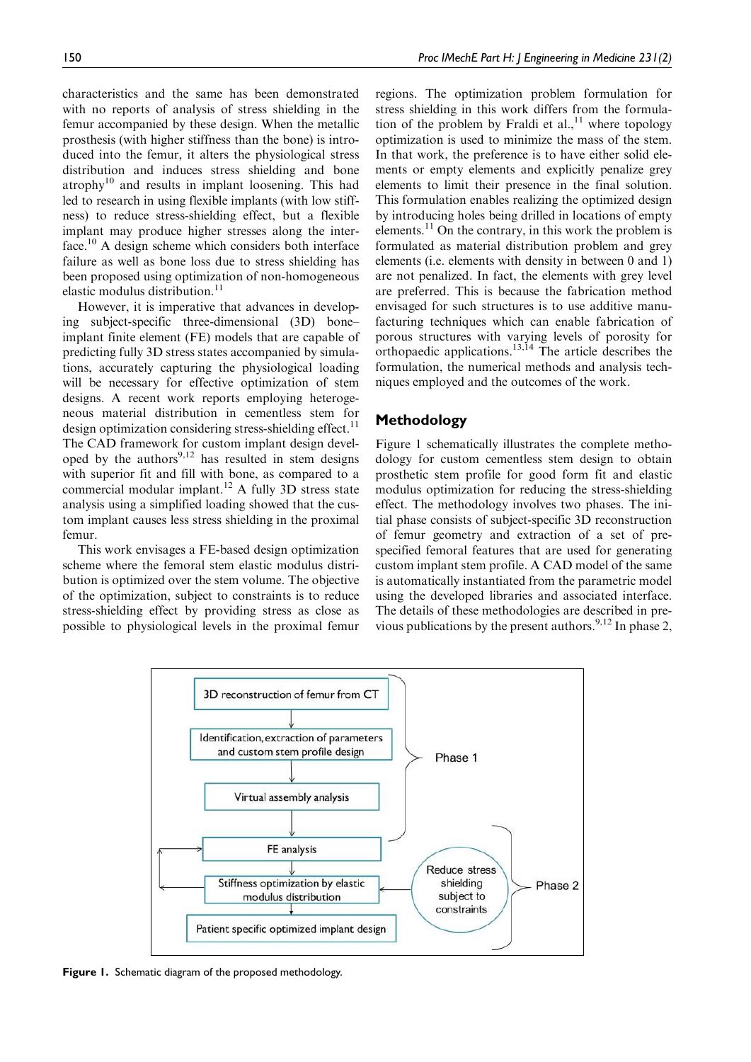characteristics and the same has been demonstrated with no reports of analysis of stress shielding in the femur accompanied by these design. When the metallic prosthesis (with higher stiffness than the bone) is introduced into the femur, it alters the physiological stress distribution and induces stress shielding and bone atrophy[10] and results in implant loosening. This had led to research in using flexible implants (with low stiffness) to reduce stress-shielding effect, but a flexible implant may produce higher stresses along the interface.[10] A design scheme which considers both interface failure as well as bone loss due to stress shielding has been proposed using optimization of non-homogeneous elastic modulus distribution.[11]

However, it is imperative that advances in developing subject-specific three-dimensional (3D) bone–implant finite element (FE) models that are capable of predicting fully 3D stress states accompanied by simulations, accurately capturing the physiological loading will be necessary for effective optimization of stem designs. A recent work reports employing heterogeneous material distribution in cementless stem for design optimization considering stress-shielding effect.[11] The CAD framework for custom implant design developed by the authors[9,12] has resulted in stem designs with superior fit and fill with bone, as compared to a commercial modular implant.[12] A fully 3D stress state analysis using a simplified loading showed that the custom implant causes less stress shielding in the proximal femur.

This work envisages a FE-based design optimization scheme where the femoral stem elastic modulus distribution is optimized over the stem volume. The objective of the optimization, subject to constraints is to reduce stress-shielding effect by providing stress as close as possible to physiological levels in the proximal femur regions. The optimization problem formulation for stress shielding in this work differs from the formulation of the problem by Fraldi et al.,[11] where topology optimization is used to minimize the mass of the stem. In that work, the preference is to have either solid elements or empty elements and explicitly penalize grey elements to limit their presence in the final solution. This formulation enables realizing the optimized design by introducing holes being drilled in locations of empty elements.[11] On the contrary, in this work the problem is formulated as material distribution problem and grey elements (i.e. elements with density in between 0 and 1) are not penalized. In fact, the elements with grey level are preferred. This is because the fabrication method envisaged for such structures is to use additive manufacturing techniques which can enable fabrication of porous structures with varying levels of porosity for orthopaedic applications.[13,14] The article describes the formulation, the numerical methods and analysis techniques employed and the outcomes of the work.

## Methodology

Figure 1 schematically illustrates the complete methodology for custom cementless stem design to obtain prosthetic stem profile for good form fit and elastic modulus optimization for reducing the stress-shielding effect. The methodology involves two phases. The initial phase consists of subject-specific 3D reconstruction of femur geometry and extraction of a set of pre-specified femoral features that are used for generating custom implant stem profile. A CAD model of the same is automatically instantiated from the parametric model using the developed libraries and associated interface. The details of these methodologies are described in previous publications by the present authors.[9,12] In phase 2,

```
3D reconstruction of femur from CT                         ┐
        ↓                                                  │
Identification, extraction of parameters                   │
and custom stem profile design                             ├ Phase 1
        ↓                                                  │
Virtual assembly analysis                                  ┘
        ↓                                                  ┐
FE analysis  ←──┐                                          │
        ↓       │           Reduce stress shielding        │
Stiffness optimization by elastic ──┘  ← subject to        ├ Phase 2
modulus distribution                     constraints       │
        ↓                                                  │
Patient specific optimized implant design                  ┘
```

**Figure 1.** Schematic diagram of the proposed methodology.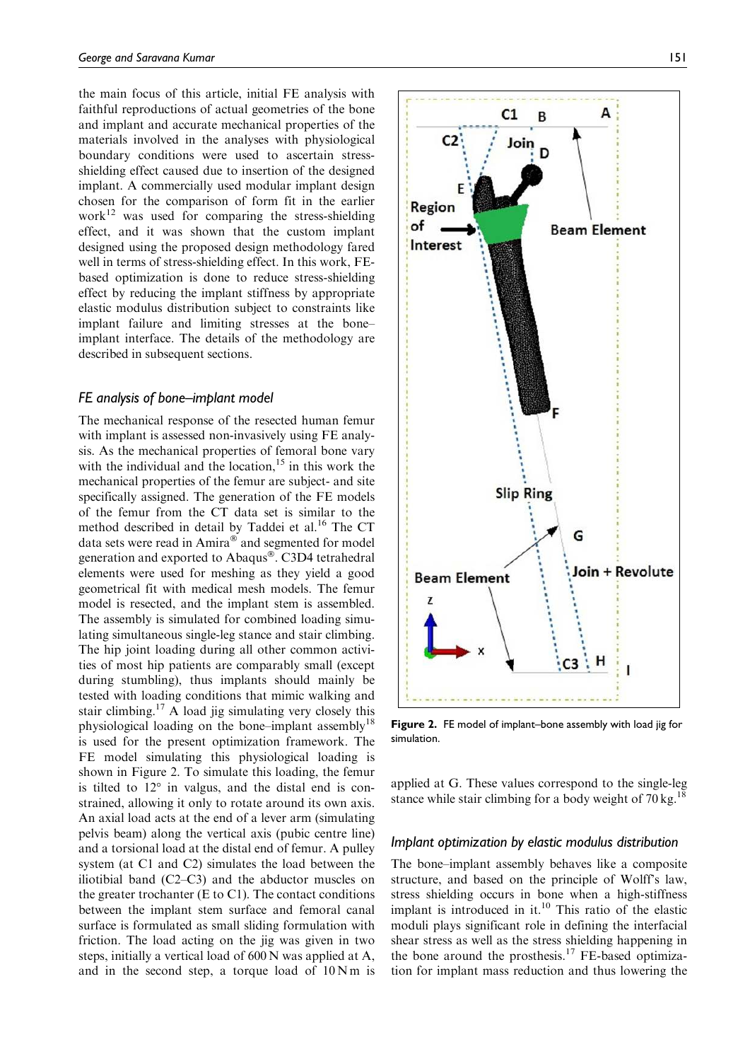the main focus of this article, initial FE analysis with faithful reproductions of actual geometries of the bone and implant and accurate mechanical properties of the materials involved in the analyses with physiological boundary conditions were used to ascertain stress-shielding effect caused due to insertion of the designed implant. A commercially used modular implant design chosen for the comparison of form fit in the earlier work[12] was used for comparing the stress-shielding effect, and it was shown that the custom implant designed using the proposed design methodology fared well in terms of stress-shielding effect. In this work, FE-based optimization is done to reduce stress-shielding effect by reducing the implant stiffness by appropriate elastic modulus distribution subject to constraints like implant failure and limiting stresses at the bone–implant interface. The details of the methodology are described in subsequent sections.

### *FE analysis of bone–implant model*

The mechanical response of the resected human femur with implant is assessed non-invasively using FE analysis. As the mechanical properties of femoral bone vary with the individual and the location,[15] in this work the mechanical properties of the femur are subject- and site specifically assigned. The generation of the FE models of the femur from the CT data set is similar to the method described in detail by Taddei et al.[16] The CT data sets were read in Amira® and segmented for model generation and exported to Abaqus®. C3D4 tetrahedral elements were used for meshing as they yield a good geometrical fit with medical mesh models. The femur model is resected, and the implant stem is assembled. The assembly is simulated for combined loading simulating simultaneous single-leg stance and stair climbing. The hip joint loading during all other common activities of most hip patients are comparably small (except during stumbling), thus implants should mainly be tested with loading conditions that mimic walking and stair climbing.[17] A load jig simulating very closely this physiological loading on the bone–implant assembly[18] is used for the present optimization framework. The FE model simulating this physiological loading is shown in Figure 2. To simulate this loading, the femur is tilted to 12° in valgus, and the distal end is constrained, allowing it only to rotate around its own axis. An axial load acts at the end of a lever arm (simulating pelvis beam) along the vertical axis (pubic centre line) and a torsional load at the distal end of femur. A pulley system (at C1 and C2) simulates the load between the iliotibial band (C2–C3) and the abductor muscles on the greater trochanter (E to C1). The contact conditions between the implant stem surface and femoral canal surface is formulated as small sliding formulation with friction. The load acting on the jig was given in two steps, initially a vertical load of 600 N was applied at A, and in the second step, a torque load of 10 N m is applied at G. These values correspond to the single-leg stance while stair climbing for a body weight of 70 kg.[18]

**Figure 2.** FE model of implant–bone assembly with load jig for simulation.

### *Implant optimization by elastic modulus distribution*

The bone–implant assembly behaves like a composite structure, and based on the principle of Wolff's law, stress shielding occurs in bone when a high-stiffness implant is introduced in it.[10] This ratio of the elastic moduli plays significant role in defining the interfacial shear stress as well as the stress shielding happening in the bone around the prosthesis.[17] FE-based optimization for implant mass reduction and thus lowering the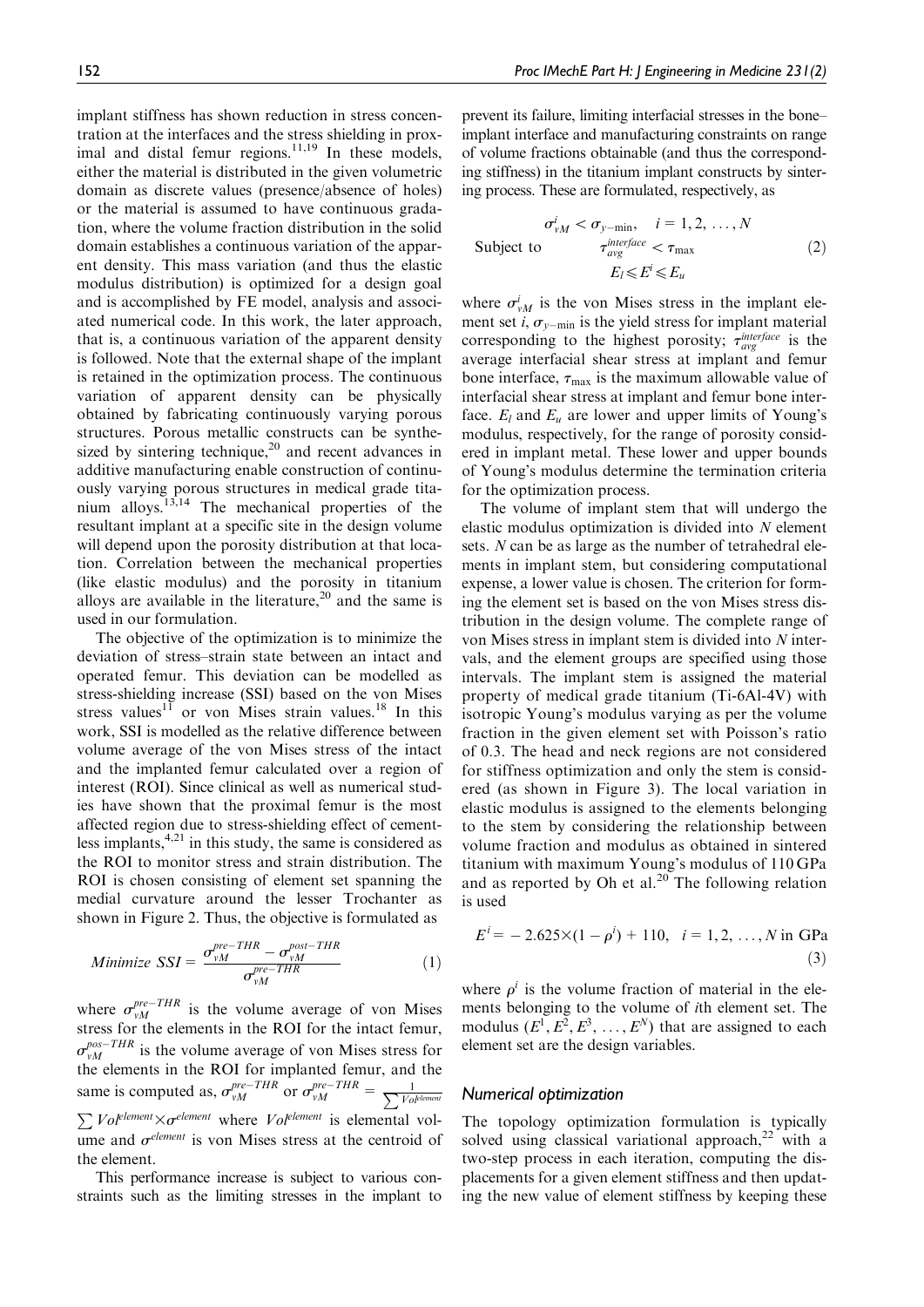implant stiffness has shown reduction in stress concentration at the interfaces and the stress shielding in proximal and distal femur regions.[11,19] In these models, either the material is distributed in the given volumetric domain as discrete values (presence/absence of holes) or the material is assumed to have continuous gradation, where the volume fraction distribution in the solid domain establishes a continuous variation of the apparent density. This mass variation (and thus the elastic modulus distribution) is optimized for a design goal and is accomplished by FE model, analysis and associated numerical code. In this work, the later approach, that is, a continuous variation of the apparent density is followed. Note that the external shape of the implant is retained in the optimization process. The continuous variation of apparent density can be physically obtained by fabricating continuously varying porous structures. Porous metallic constructs can be synthesized by sintering technique,[20] and recent advances in additive manufacturing enable construction of continuously varying porous structures in medical grade titanium alloys.[13,14] The mechanical properties of the resultant implant at a specific site in the design volume will depend upon the porosity distribution at that location. Correlation between the mechanical properties (like elastic modulus) and the porosity in titanium alloys are available in the literature,[20] and the same is used in our formulation.

The objective of the optimization is to minimize the deviation of stress–strain state between an intact and operated femur. This deviation can be modelled as stress-shielding increase (SSI) based on the von Mises stress values[11] or von Mises strain values.[18] In this work, SSI is modelled as the relative difference between volume average of the von Mises stress of the intact and the implanted femur calculated over a region of interest (ROI). Since clinical as well as numerical studies have shown that the proximal femur is the most affected region due to stress-shielding effect of cementless implants,[4,21] in this study, the same is considered as the ROI to monitor stress and strain distribution. The ROI is chosen consisting of element set spanning the medial curvature around the lesser Trochanter as shown in Figure 2. Thus, the objective is formulated as

$$Minimize\ SSI = \frac{\sigma_{vM}^{pre-THR} - \sigma_{vM}^{post-THR}}{\sigma_{vM}^{pre-THR}} \tag{1}$$

where $\sigma_{vM}^{pre-THR}$ is the volume average of von Mises stress for the elements in the ROI for the intact femur, $\sigma_{vM}^{pos-THR}$ is the volume average of von Mises stress for the elements in the ROI for implanted femur, and the same is computed as, $\sigma_{vM}^{pre-THR}$ or $\sigma_{vM}^{pre-THR} = \frac{1}{\sum Vol^{element}} \sum Vol^{element} \times \sigma^{element}$ where $Vol^{element}$ is elemental volume and $\sigma^{element}$ is von Mises stress at the centroid of the element.

This performance increase is subject to various constraints such as the limiting stresses in the implant to prevent its failure, limiting interfacial stresses in the bone–implant interface and manufacturing constraints on range of volume fractions obtainable (and thus the corresponding stiffness) in the titanium implant constructs by sintering process. These are formulated, respectively, as

$$\begin{aligned} \text{Subject to} \quad & \sigma_{vM}^{i} < \sigma_{y-\min}, \quad i = 1, 2, \ldots, N \\ & \tau_{avg}^{interface} < \tau_{\max} \\ & E_l \leqslant E^i \leqslant E_u \end{aligned} \tag{2}$$

where $\sigma_{vM}^{i}$ is the von Mises stress in the implant element set $i$, $\sigma_{y-\min}$ is the yield stress for implant material corresponding to the highest porosity; $\tau_{avg}^{interface}$ is the average interfacial shear stress at implant and femur bone interface, $\tau_{\max}$ is the maximum allowable value of interfacial shear stress at implant and femur bone interface. $E_l$ and $E_u$ are lower and upper limits of Young's modulus, respectively, for the range of porosity considered in implant metal. These lower and upper bounds of Young's modulus determine the termination criteria for the optimization process.

The volume of implant stem that will undergo the elastic modulus optimization is divided into $N$ element sets. $N$ can be as large as the number of tetrahedral elements in implant stem, but considering computational expense, a lower value is chosen. The criterion for forming the element set is based on the von Mises stress distribution in the design volume. The complete range of von Mises stress in implant stem is divided into $N$ intervals, and the element groups are specified using those intervals. The implant stem is assigned the material property of medical grade titanium (Ti-6Al-4V) with isotropic Young's modulus varying as per the volume fraction in the given element set with Poisson's ratio of 0.3. The head and neck regions are not considered for stiffness optimization and only the stem is considered (as shown in Figure 3). The local variation in elastic modulus is assigned to the elements belonging to the stem by considering the relationship between volume fraction and modulus as obtained in sintered titanium with maximum Young's modulus of 110 GPa and as reported by Oh et al.[20] The following relation is used

$$E^i = -2.625 \times (1 - \rho^i) + 110, \quad i = 1, 2, \ldots, N \text{ in GPa} \tag{3}$$

where $\rho^i$ is the volume fraction of material in the elements belonging to the volume of $i$th element set. The modulus $(E^1, E^2, E^3, \ldots, E^N)$ that are assigned to each element set are the design variables.

### Numerical optimization

The topology optimization formulation is typically solved using classical variational approach,[22] with a two-step process in each iteration, computing the displacements for a given element stiffness and then updating the new value of element stiffness by keeping these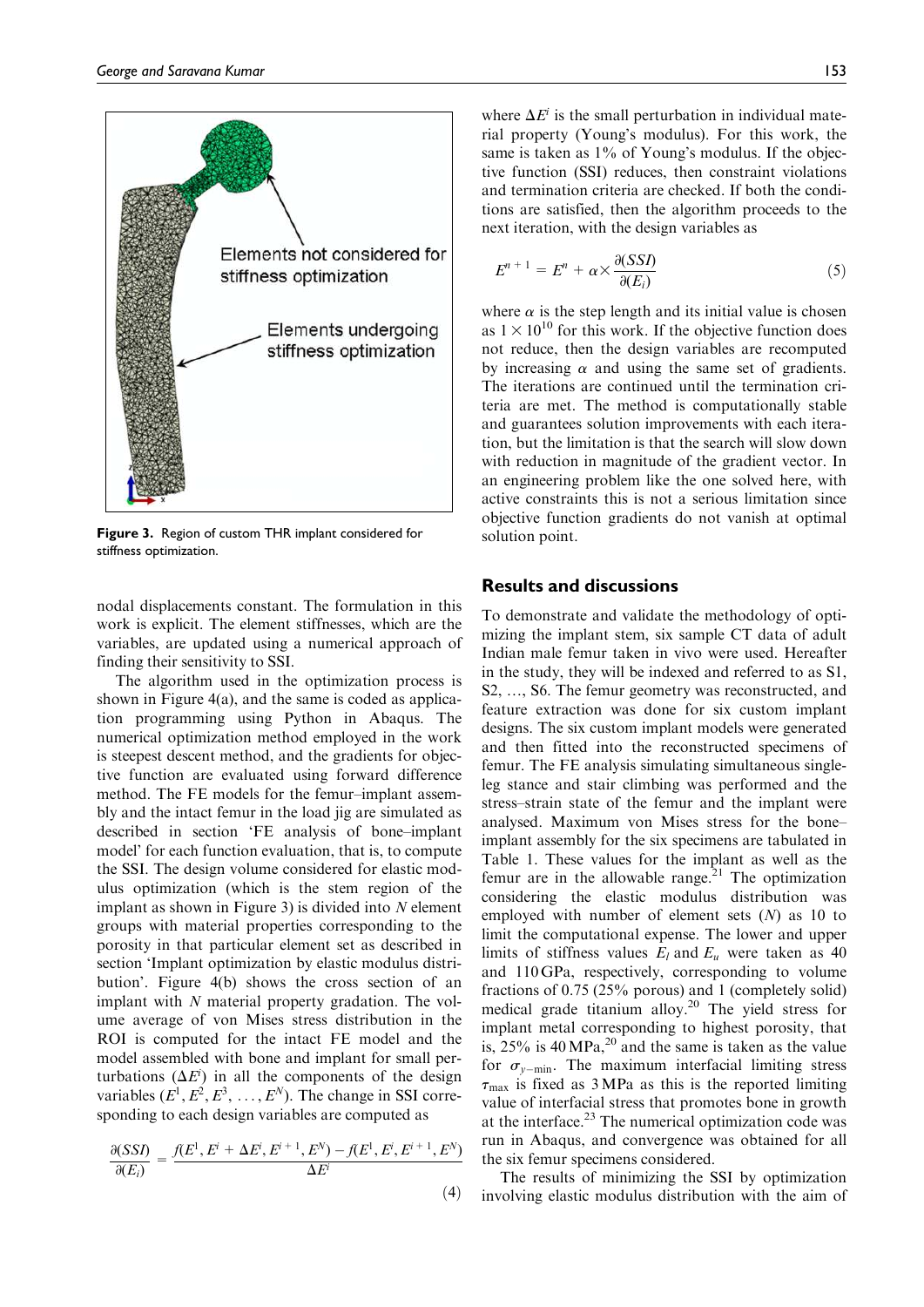Figure 3. Region of custom THR implant considered for stiffness optimization.

nodal displacements constant. The formulation in this work is explicit. The element stiffnesses, which are the variables, are updated using a numerical approach of finding their sensitivity to SSI.

The algorithm used in the optimization process is shown in Figure 4(a), and the same is coded as application programming using Python in Abaqus. The numerical optimization method employed in the work is steepest descent method, and the gradients for objective function are evaluated using forward difference method. The FE models for the femur–implant assembly and the intact femur in the load jig are simulated as described in section 'FE analysis of bone–implant model' for each function evaluation, that is, to compute the SSI. The design volume considered for elastic modulus optimization (which is the stem region of the implant as shown in Figure 3) is divided into $N$ element groups with material properties corresponding to the porosity in that particular element set as described in section 'Implant optimization by elastic modulus distribution'. Figure 4(b) shows the cross section of an implant with $N$ material property gradation. The volume average of von Mises stress distribution in the ROI is computed for the intact FE model and the model assembled with bone and implant for small perturbations ($\Delta E^i$) in all the components of the design variables ($E^1, E^2, E^3, \ldots, E^N$). The change in SSI corresponding to each design variables are computed as

$$\frac{\partial(SSI)}{\partial(E_i)} = \frac{f(E^1, E^i + \Delta E^i, E^{i+1}, E^N) - f(E^1, E^i, E^{i+1}, E^N)}{\Delta E^i} \tag{4}$$

where $\Delta E^i$ is the small perturbation in individual material property (Young's modulus). For this work, the same is taken as 1% of Young's modulus. If the objective function (SSI) reduces, then constraint violations and termination criteria are checked. If both the conditions are satisfied, then the algorithm proceeds to the next iteration, with the design variables as

$$E^{n+1} = E^n + \alpha \times \frac{\partial(SSI)}{\partial(E_i)} \tag{5}$$

where $\alpha$ is the step length and its initial value is chosen as $1 \times 10^{10}$ for this work. If the objective function does not reduce, then the design variables are recomputed by increasing $\alpha$ and using the same set of gradients. The iterations are continued until the termination criteria are met. The method is computationally stable and guarantees solution improvements with each iteration, but the limitation is that the search will slow down with reduction in magnitude of the gradient vector. In an engineering problem like the one solved here, with active constraints this is not a serious limitation since objective function gradients do not vanish at optimal solution point.

## Results and discussions

To demonstrate and validate the methodology of optimizing the implant stem, six sample CT data of adult Indian male femur taken in vivo were used. Hereafter in the study, they will be indexed and referred to as S1, S2, …, S6. The femur geometry was reconstructed, and feature extraction was done for six custom implant designs. The six custom implant models were generated and then fitted into the reconstructed specimens of femur. The FE analysis simulating simultaneous single-leg stance and stair climbing was performed and the stress–strain state of the femur and the implant were analysed. Maximum von Mises stress for the bone–implant assembly for the six specimens are tabulated in Table 1. These values for the implant as well as the femur are in the allowable range.[21] The optimization considering the elastic modulus distribution was employed with number of element sets ($N$) as 10 to limit the computational expense. The lower and upper limits of stiffness values $E_l$ and $E_u$ were taken as 40 and 110 GPa, respectively, corresponding to volume fractions of 0.75 (25% porous) and 1 (completely solid) medical grade titanium alloy.[20] The yield stress for implant metal corresponding to highest porosity, that is, 25% is 40 MPa,[20] and the same is taken as the value for $\sigma_{y-\min}$. The maximum interfacial limiting stress $\tau_{\max}$ is fixed as 3 MPa as this is the reported limiting value of interfacial stress that promotes bone in growth at the interface.[23] The numerical optimization code was run in Abaqus, and convergence was obtained for all the six femur specimens considered.

The results of minimizing the SSI by optimization involving elastic modulus distribution with the aim of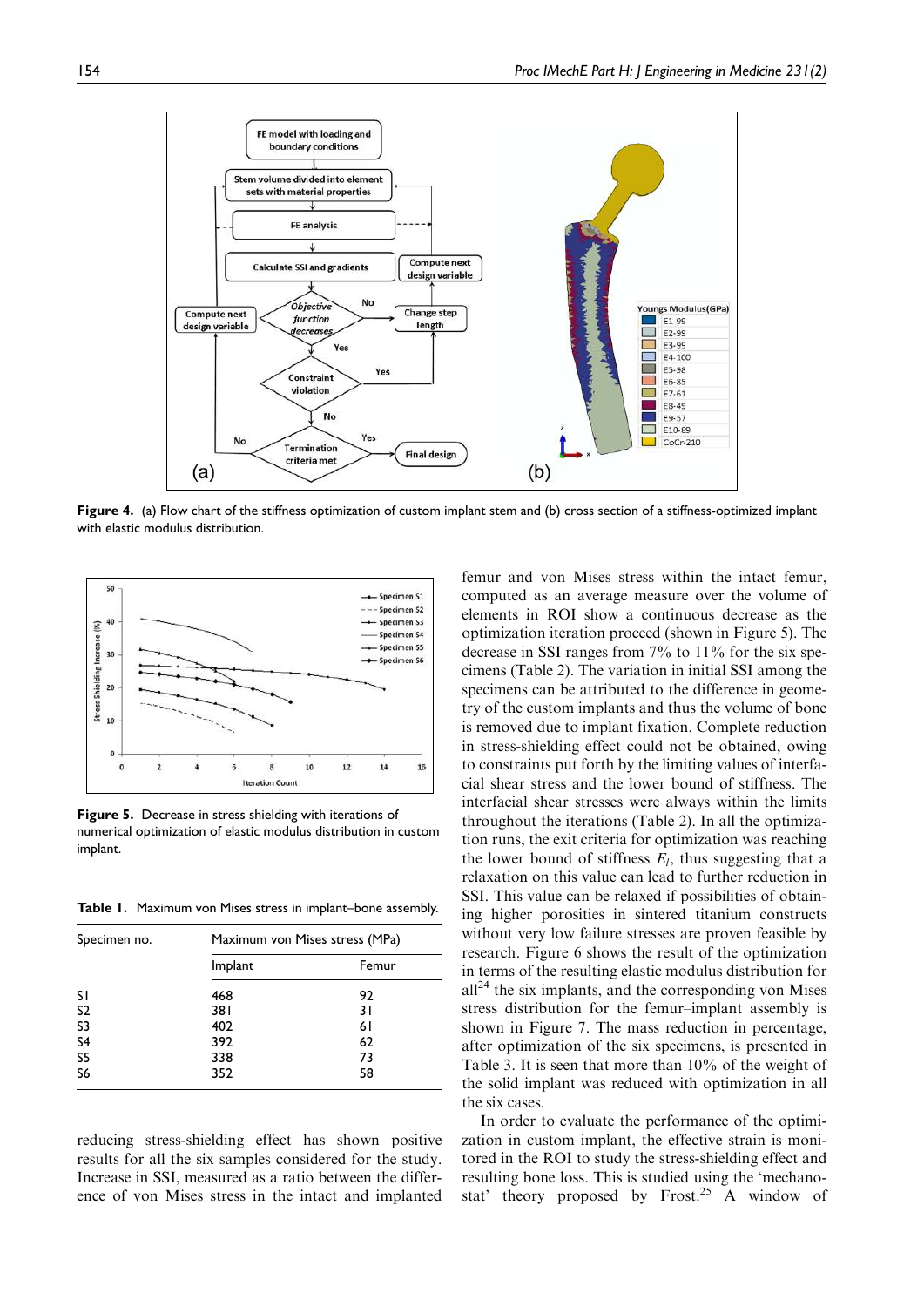Figure 4. (a) Flow chart of the stiffness optimization of custom implant stem and (b) cross section of a stiffness-optimized implant with elastic modulus distribution.

Figure 5. Decrease in stress shielding with iterations of numerical optimization of elastic modulus distribution in custom implant.

Table 1. Maximum von Mises stress in implant–bone assembly.

| Specimen no. | Maximum von Mises stress (MPa) | |
|---|---|---|
| | Implant | Femur |
| S1 | 468 | 92 |
| S2 | 381 | 31 |
| S3 | 402 | 61 |
| S4 | 392 | 62 |
| S5 | 338 | 73 |
| S6 | 352 | 58 |

reducing stress-shielding effect has shown positive results for all the six samples considered for the study. Increase in SSI, measured as a ratio between the difference of von Mises stress in the intact and implanted femur and von Mises stress within the intact femur, computed as an average measure over the volume of elements in ROI show a continuous decrease as the optimization iteration proceed (shown in Figure 5). The decrease in SSI ranges from 7% to 11% for the six specimens (Table 2). The variation in initial SSI among the specimens can be attributed to the difference in geometry of the custom implants and thus the volume of bone is removed due to implant fixation. Complete reduction in stress-shielding effect could not be obtained, owing to constraints put forth by the limiting values of interfacial shear stress and the lower bound of stiffness. The interfacial shear stresses were always within the limits throughout the iterations (Table 2). In all the optimization runs, the exit criteria for optimization was reaching the lower bound of stiffness $E_l$, thus suggesting that a relaxation on this value can lead to further reduction in SSI. This value can be relaxed if possibilities of obtaining higher porosities in sintered titanium constructs without very low failure stresses are proven feasible by research. Figure 6 shows the result of the optimization in terms of the resulting elastic modulus distribution for all[24] the six implants, and the corresponding von Mises stress distribution for the femur–implant assembly is shown in Figure 7. The mass reduction in percentage, after optimization of the six specimens, is presented in Table 3. It is seen that more than 10% of the weight of the solid implant was reduced with optimization in all the six cases.

In order to evaluate the performance of the optimization in custom implant, the effective strain is monitored in the ROI to study the stress-shielding effect and resulting bone loss. This is studied using the 'mechanostat' theory proposed by Frost.[25] A window of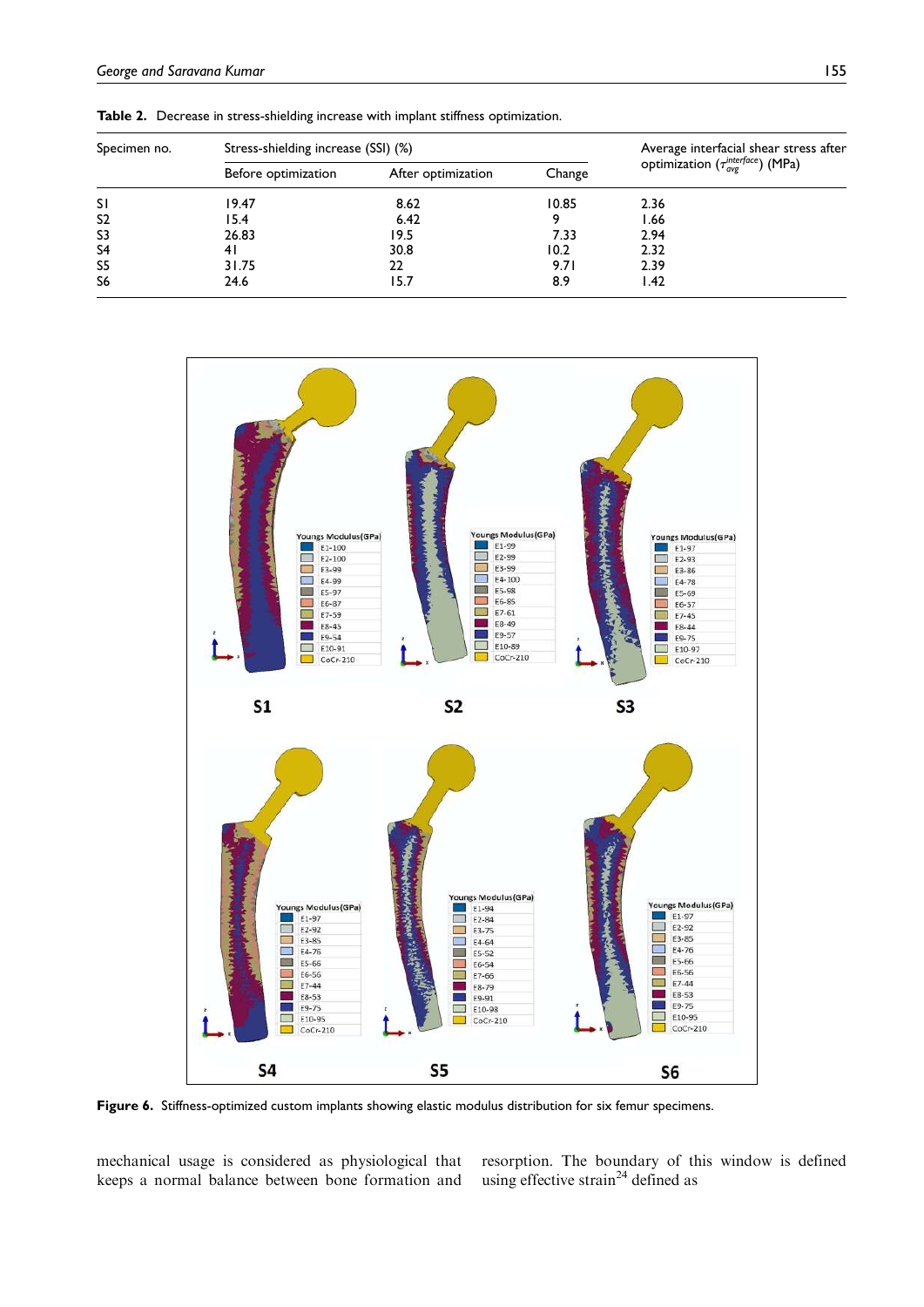**Table 2.** Decrease in stress-shielding increase with implant stiffness optimization.

| Specimen no. | Stress-shielding increase (SSI) (%) | | | Average interfacial shear stress after optimization ($\tau_{avg}^{interface}$) (MPa) |
|---|---|---|---|---|
| | Before optimization | After optimization | Change | |
| S1 | 19.47 | 8.62 | 10.85 | 2.36 |
| S2 | 15.4 | 6.42 | 9 | 1.66 |
| S3 | 26.83 | 19.5 | 7.33 | 2.94 |
| S4 | 41 | 30.8 | 10.2 | 2.32 |
| S5 | 31.75 | 22 | 9.71 | 2.39 |
| S6 | 24.6 | 15.7 | 8.9 | 1.42 |

**Figure 6.** Stiffness-optimized custom implants showing elastic modulus distribution for six femur specimens.

mechanical usage is considered as physiological that keeps a normal balance between bone formation and resorption. The boundary of this window is defined using effective strain[24] defined as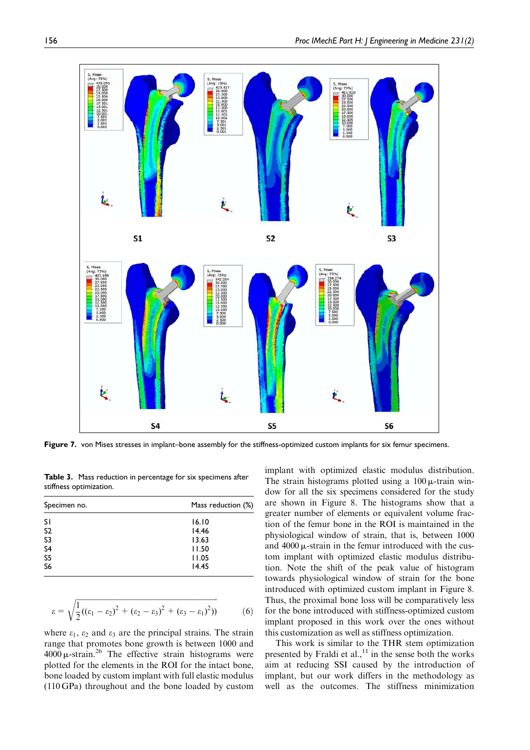**Figure 7.** von Mises stresses in implant–bone assembly for the stiffness-optimized custom implants for six femur specimens.

**Table 3.** Mass reduction in percentage for six specimens after stiffness optimization.

| Specimen no. | Mass reduction (%) |
|---|---|
| S1 | 16.10 |
| S2 | 14.46 |
| S3 | 13.63 |
| S4 | 11.50 |
| S5 | 11.05 |
| S6 | 14.45 |

$$\varepsilon = \sqrt{\frac{1}{2}((\varepsilon_1 - \varepsilon_2)^2 + (\varepsilon_2 - \varepsilon_3)^2 + (\varepsilon_3 - \varepsilon_1)^2)} \quad (6)$$

where $\varepsilon_1$, $\varepsilon_2$ and $\varepsilon_3$ are the principal strains. The strain range that promotes bone growth is between 1000 and 4000 $\mu$-strain.[26] The effective strain histograms were plotted for the elements in the ROI for the intact bone, bone loaded by custom implant with full elastic modulus (110 GPa) throughout and the bone loaded by custom implant with optimized elastic modulus distribution. The strain histograms plotted using a 100 $\mu$-train window for all the six specimens considered for the study are shown in Figure 8. The histograms show that a greater number of elements or equivalent volume fraction of the femur bone in the ROI is maintained in the physiological window of strain, that is, between 1000 and 4000 $\mu$-strain in the femur introduced with the custom implant with optimized elastic modulus distribution. Note the shift of the peak value of histogram towards physiological window of strain for the bone introduced with optimized custom implant in Figure 8. Thus, the proximal bone loss will be comparatively less for the bone introduced with stiffness-optimized custom implant proposed in this work over the ones without this customization as well as stiffness optimization.

This work is similar to the THR stem optimization presented by Fraldi et al.,[11] in the sense both the works aim at reducing SSI caused by the introduction of implant, but our work differs in the methodology as well as the outcomes. The stiffness minimization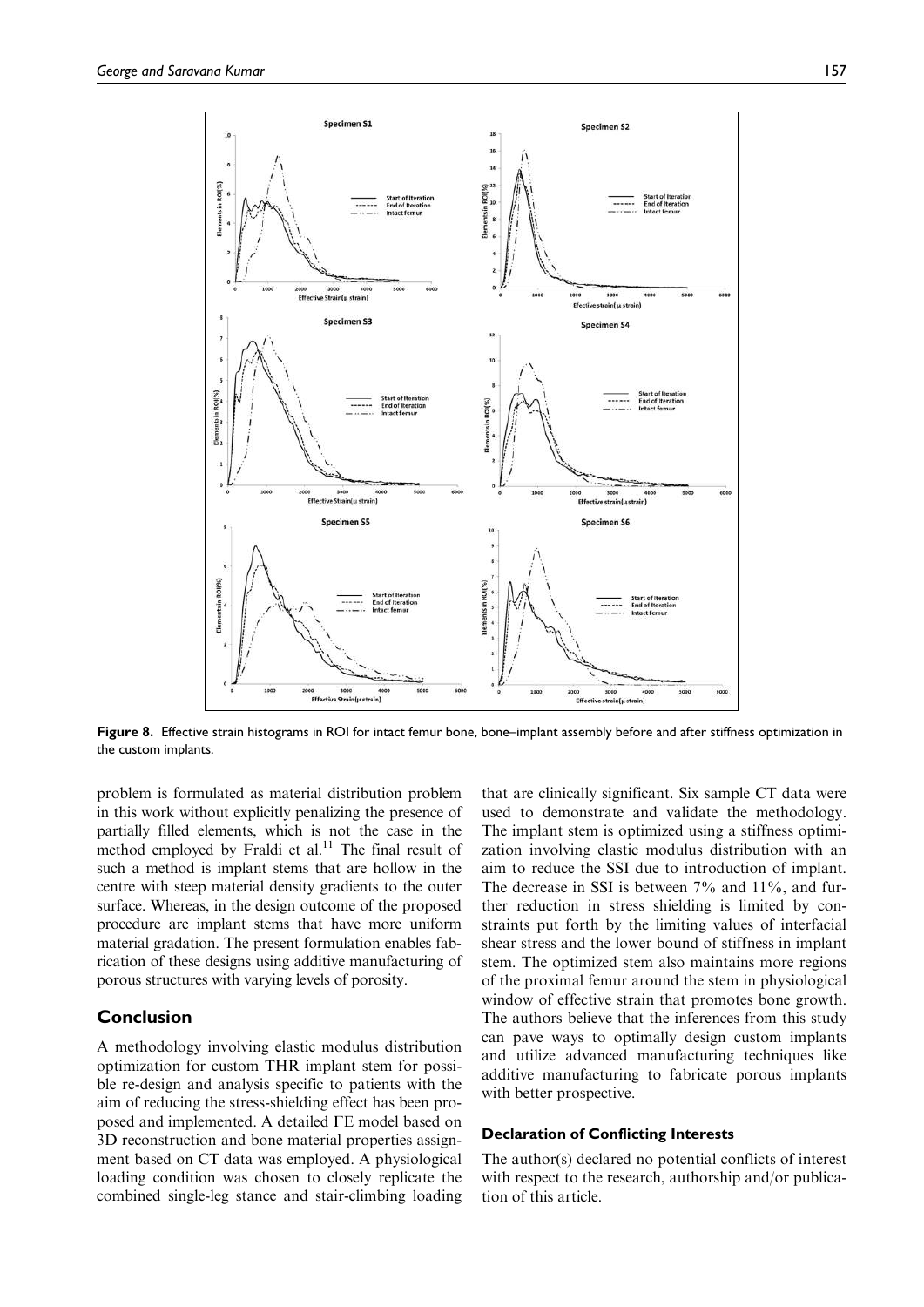Figure 8. Effective strain histograms in ROI for intact femur bone, bone–implant assembly before and after stiffness optimization in the custom implants.

problem is formulated as material distribution problem in this work without explicitly penalizing the presence of partially filled elements, which is not the case in the method employed by Fraldi et al.[11] The final result of such a method is implant stems that are hollow in the centre with steep material density gradients to the outer surface. Whereas, in the design outcome of the proposed procedure are implant stems that have more uniform material gradation. The present formulation enables fabrication of these designs using additive manufacturing of porous structures with varying levels of porosity.

## Conclusion

A methodology involving elastic modulus distribution optimization for custom THR implant stem for possible re-design and analysis specific to patients with the aim of reducing the stress-shielding effect has been proposed and implemented. A detailed FE model based on 3D reconstruction and bone material properties assignment based on CT data was employed. A physiological loading condition was chosen to closely replicate the combined single-leg stance and stair-climbing loading that are clinically significant. Six sample CT data were used to demonstrate and validate the methodology. The implant stem is optimized using a stiffness optimization involving elastic modulus distribution with an aim to reduce the SSI due to introduction of implant. The decrease in SSI is between 7% and 11%, and further reduction in stress shielding is limited by constraints put forth by the limiting values of interfacial shear stress and the lower bound of stiffness in implant stem. The optimized stem also maintains more regions of the proximal femur around the stem in physiological window of effective strain that promotes bone growth. The authors believe that the inferences from this study can pave ways to optimally design custom implants and utilize advanced manufacturing techniques like additive manufacturing to fabricate porous implants with better prospective.

### Declaration of Conflicting Interests

The author(s) declared no potential conflicts of interest with respect to the research, authorship and/or publication of this article.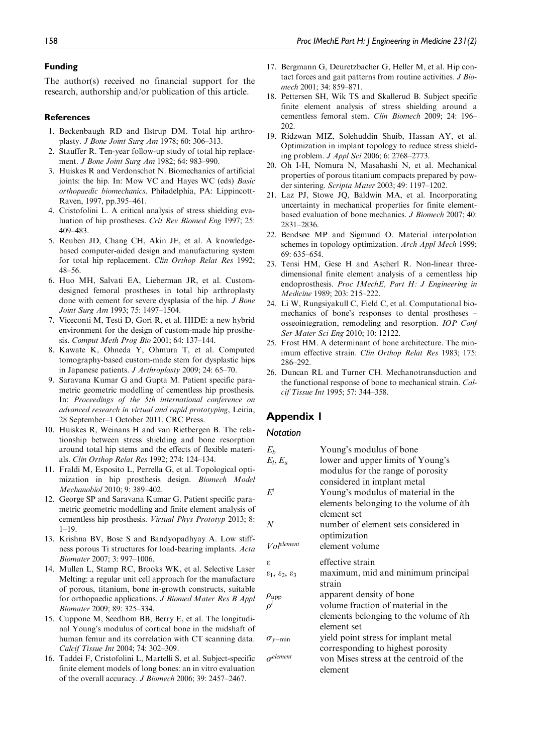## Funding

The author(s) received no financial support for the research, authorship and/or publication of this article.

## References

1. Beckenbaugh RD and Ilstrup DM. Total hip arthroplasty. *J Bone Joint Surg Am* 1978; 60: 306–313.
2. Stauffer R. Ten-year follow-up study of total hip replacement. *J Bone Joint Surg Am* 1982; 64: 983–990.
3. Huiskes R and Verdonschot N. Biomechanics of artificial joints: the hip. In: Mow VC and Hayes WC (eds) *Basic orthopaedic biomechanics*. Philadelphia, PA: Lippincott-Raven, 1997, pp.395–461.
4. Cristofolini L. A critical analysis of stress shielding evaluation of hip prostheses. *Crit Rev Biomed Eng* 1997; 25: 409–483.
5. Reuben JD, Chang CH, Akin JE, et al. A knowledge-based computer-aided design and manufacturing system for total hip replacement. *Clin Orthop Relat Res* 1992; 48–56.
6. Huo MH, Salvati EA, Lieberman JR, et al. Custom-designed femoral prostheses in total hip arthroplasty done with cement for severe dysplasia of the hip. *J Bone Joint Surg Am* 1993; 75: 1497–1504.
7. Viceconti M, Testi D, Gori R, et al. HIDE: a new hybrid environment for the design of custom-made hip prosthesis. *Comput Meth Prog Bio* 2001; 64: 137–144.
8. Kawate K, Ohneda Y, Ohmura T, et al. Computed tomography-based custom-made stem for dysplastic hips in Japanese patients. *J Arthroplasty* 2009; 24: 65–70.
9. Saravana Kumar G and Gupta M. Patient specific parametric geometric modelling of cementless hip prosthesis. In: *Proceedings of the 5th international conference on advanced research in virtual and rapid prototyping*, Leiria, 28 September–1 October 2011. CRC Press.
10. Huiskes R, Weinans H and van Rietbergen B. The relationship between stress shielding and bone resorption around total hip stems and the effects of flexible materials. *Clin Orthop Relat Res* 1992; 274: 124–134.
11. Fraldi M, Esposito L, Perrella G, et al. Topological optimization in hip prosthesis design. *Biomech Model Mechanobiol* 2010; 9: 389–402.
12. George SP and Saravana Kumar G. Patient specific parametric geometric modelling and finite element analysis of cementless hip prosthesis. *Virtual Phys Prototyp* 2013; 8: 1–19.
13. Krishna BV, Bose S and Bandyopadhyay A. Low stiffness porous Ti structures for load-bearing implants. *Acta Biomater* 2007; 3: 997–1006.
14. Mullen L, Stamp RC, Brooks WK, et al. Selective Laser Melting: a regular unit cell approach for the manufacture of porous, titanium, bone in-growth constructs, suitable for orthopaedic applications. *J Biomed Mater Res B Appl Biomater* 2009; 89: 325–334.
15. Cuppone M, Seedhom BB, Berry E, et al. The longitudinal Young's modulus of cortical bone in the midshaft of human femur and its correlation with CT scanning data. *Calcif Tissue Int* 2004; 74: 302–309.
16. Taddei F, Cristofolini L, Martelli S, et al. Subject-specific finite element models of long bones: an in vitro evaluation of the overall accuracy. *J Biomech* 2006; 39: 2457–2467.
17. Bergmann G, Deuretzbacher G, Heller M, et al. Hip contact forces and gait patterns from routine activities. *J Biomech* 2001; 34: 859–871.
18. Pettersen SH, Wik TS and Skallerud B. Subject specific finite element analysis of stress shielding around a cementless femoral stem. *Clin Biomech* 2009; 24: 196–202.
19. Ridzwan MIZ, Solehuddin Shuib, Hassan AY, et al. Optimization in implant topology to reduce stress shielding problem. *J Appl Sci* 2006; 6: 2768–2773.
20. Oh I-H, Nomura N, Masahashi N, et al. Mechanical properties of porous titanium compacts prepared by powder sintering. *Scripta Mater* 2003; 49: 1197–1202.
21. Laz PJ, Stowe JQ, Baldwin MA, et al. Incorporating uncertainty in mechanical properties for finite element-based evaluation of bone mechanics. *J Biomech* 2007; 40: 2831–2836.
22. Bendsøe MP and Sigmund O. Material interpolation schemes in topology optimization. *Arch Appl Mech* 1999; 69: 635–654.
23. Tensi HM, Gese H and Ascherl R. Non-linear three-dimensional finite element analysis of a cementless hip endoprosthesis. *Proc IMechE, Part H: J Engineering in Medicine* 1989; 203: 215–222.
24. Li W, Rungsiyakull C, Field C, et al. Computational biomechanics of bone's responses to dental prostheses – osseointegration, remodeling and resorption. *IOP Conf Ser Mater Sci Eng* 2010; 10: 12122.
25. Frost HM. A determinant of bone architecture. The minimum effective strain. *Clin Orthop Relat Res* 1983; 175: 286–292.
26. Duncan RL and Turner CH. Mechanotransduction and the functional response of bone to mechanical strain. *Calcif Tissue Int* 1995; 57: 344–358.

## Appendix 1

### Notation

| | |
|---|---|
| $E_b$ | Young's modulus of bone |
| $E_l, E_u$ | lower and upper limits of Young's modulus for the range of porosity considered in implant metal |
| $E^i$ | Young's modulus of material in the elements belonging to the volume of *i*th element set |
| $N$ | number of element sets considered in optimization |
| $Vol^{element}$ | element volume |
| $\varepsilon$ | effective strain |
| $\varepsilon_1, \varepsilon_2, \varepsilon_3$ | maximum, mid and minimum principal strain |
| $\rho_{app}$ | apparent density of bone |
| $\rho^i$ | volume fraction of material in the elements belonging to the volume of *i*th element set |
| $\sigma_{y-\min}$ | yield point stress for implant metal corresponding to highest porosity |
| $\sigma^{element}$ | von Mises stress at the centroid of the element |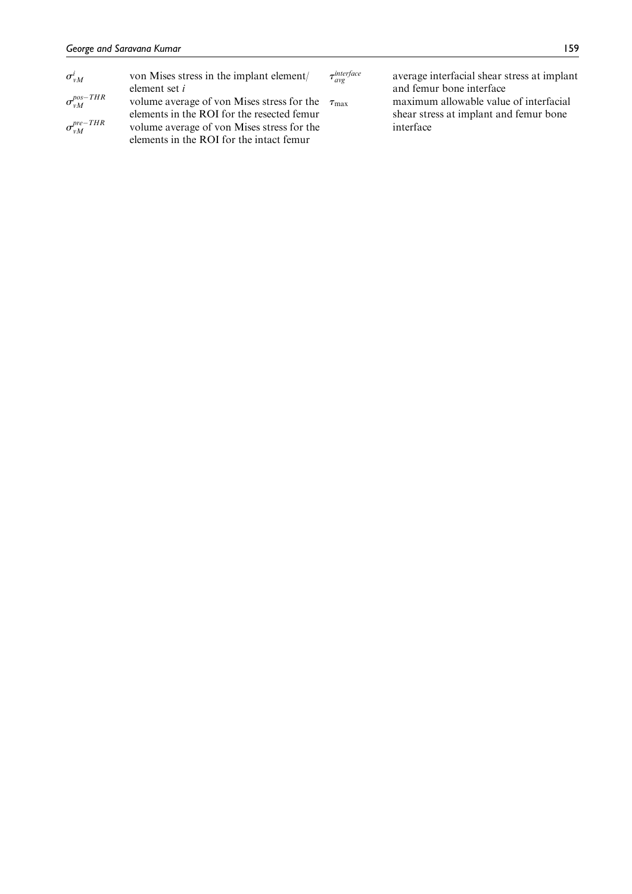| | |
|---|---|
| $\sigma_{vM}^{i}$ | von Mises stress in the implant element/element set $i$ |
| $\sigma_{vM}^{pos-THR}$ | volume average of von Mises stress for the elements in the ROI for the resected femur |
| $\sigma_{vM}^{pre-THR}$ | volume average of von Mises stress for the elements in the ROI for the intact femur |
| $\tau_{avg}^{interface}$ | average interfacial shear stress at implant and femur bone interface |
| $\tau_{\max}$ | maximum allowable value of interfacial shear stress at implant and femur bone interface |